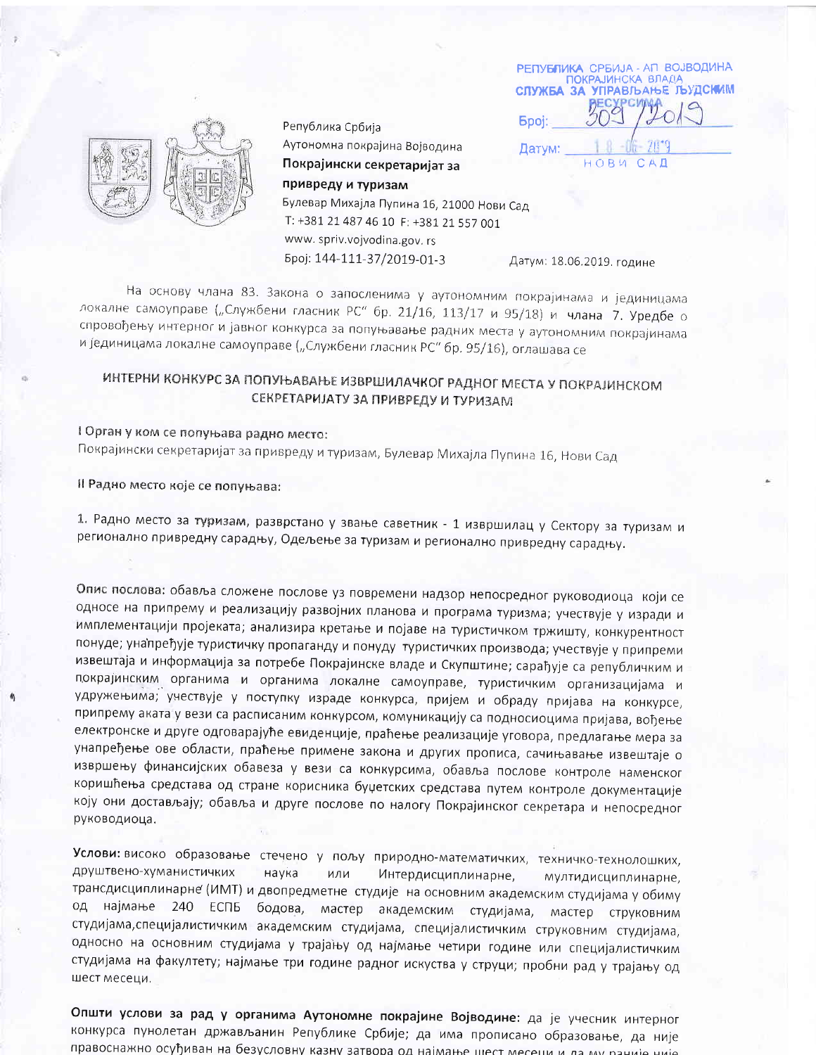Република Србија
Аутономна покрајина Војводина
**Покрајински секретаријат за привреду и туризам**
Булевар Михајла Пупина 16, 21000 Нови Сад
T: +381 21 487 46 10 F: +381 21 557 001
www. spriv.vojvodina.gov. rs
Број: 144-111-37/2019-01-3

Датум: 18.06.2019. године

РЕПУБЛИКА СРБИЈА - АП ВОЈВОДИНА
ПОКРАЈИНСКА ВЛАДА
СЛУЖБА ЗА УПРАВЉАЊЕ ЉУДСКИМ РЕСУРСИМА
Број: 309/2019
Датум: 18-06-2019
НОВИ САД

На основу члана 83. Закона о запосленима у аутономним покрајинама и јединицама локалне самоуправе („Службени гласник РС" бр. 21/16, 113/17 и 95/18) и члана 7. Уредбе о спровођењу интерног и јавног конкурса за попуњавање радних места у аутономним покрајинама и јединицама локалне самоуправе („Службени гласник РС" бр. 95/16), оглашава се

## ИНТЕРНИ КОНКУРС ЗА ПОПУЊАВАЊЕ ИЗВРШИЛАЧКОГ РАДНОГ МЕСТА У ПОКРАЈИНСКОМ СЕКРЕТАРИЈАТУ ЗА ПРИВРЕДУ И ТУРИЗАМ

**I Орган у ком се попуњава радно место:**
Покрајински секретаријат за привреду и туризам, Булевар Михајла Пупина 16, Нови Сад

**II Радно место које се попуњава:**

1. Радно место за туризам, разврстано у звање саветник - 1 извршилац у Сектору за туризам и регионално привредну сарадњу, Одељење за туризам и регионално привредну сарадњу.

**Опис послова:** обавља сложене послове уз повремени надзор непосредног руководиоца који се односе на припрему и реализацију развојних планова и програма туризма; учествује у изради и имплементацији пројеката; анализира кретање и појаве на туристичком тржишту, конкурентност понуде; унапређује туристичку пропаганду и понуду туристичких производа; учествује у припреми извештаја и информација за потребе Покрајинске владе и Скупштине; сарађује са републичким и покрајинским органима и органима локалне самоуправе, туристичким организацијама и удружењима; учествује у поступку израде конкурса, пријем и обраду пријава на конкурсе, припрему аката у вези са расписаним конкурсом, комуникацију са подносиоцима пријава, вођење електронске и друге одговарајуће евиденције, праћење реализације уговора, предлагање мера за унапређење ове области, праћење примене закона и других прописа, сачињавање извештаје о извршењу финансијских обавеза у вези са конкурсима, обавља послове контроле наменског коришћења средстава од стране корисника буџетских средстава путем контроле документације коју они достављају; обавља и друге послове по налогу Покрајинског секретара и непосредног руководиоца.

**Услови:** високо образовање стечено у пољу природно-математичких, техничко-технолошких, друштвено-хуманистичких наука или Интердисциплинарне, мултидисциплинарне, трансдисциплинарне (ИМТ) и двопредметне студије на основним академским студијама у обиму од најмање 240 ЕСПБ бодова, мастер академским студијама, мастер струковним студијама,специјалистичким академским студијама, специјалистичким струковним студијама, односно на основним студијама у трајању од најмање четири године или специјалистичким студијама на факултету; најмање три године радног искуства у струци; пробни рад у трајању од шест месеци.

**Општи услови за рад у органима Аутономне покрајине Војводине:** да је учесник интерног конкурса пунолетан држављанин Републике Србије; да има прописано образовање, да није правоснажно осуђиван на безусловну казну затвора од најмање шест месеци и да му раније није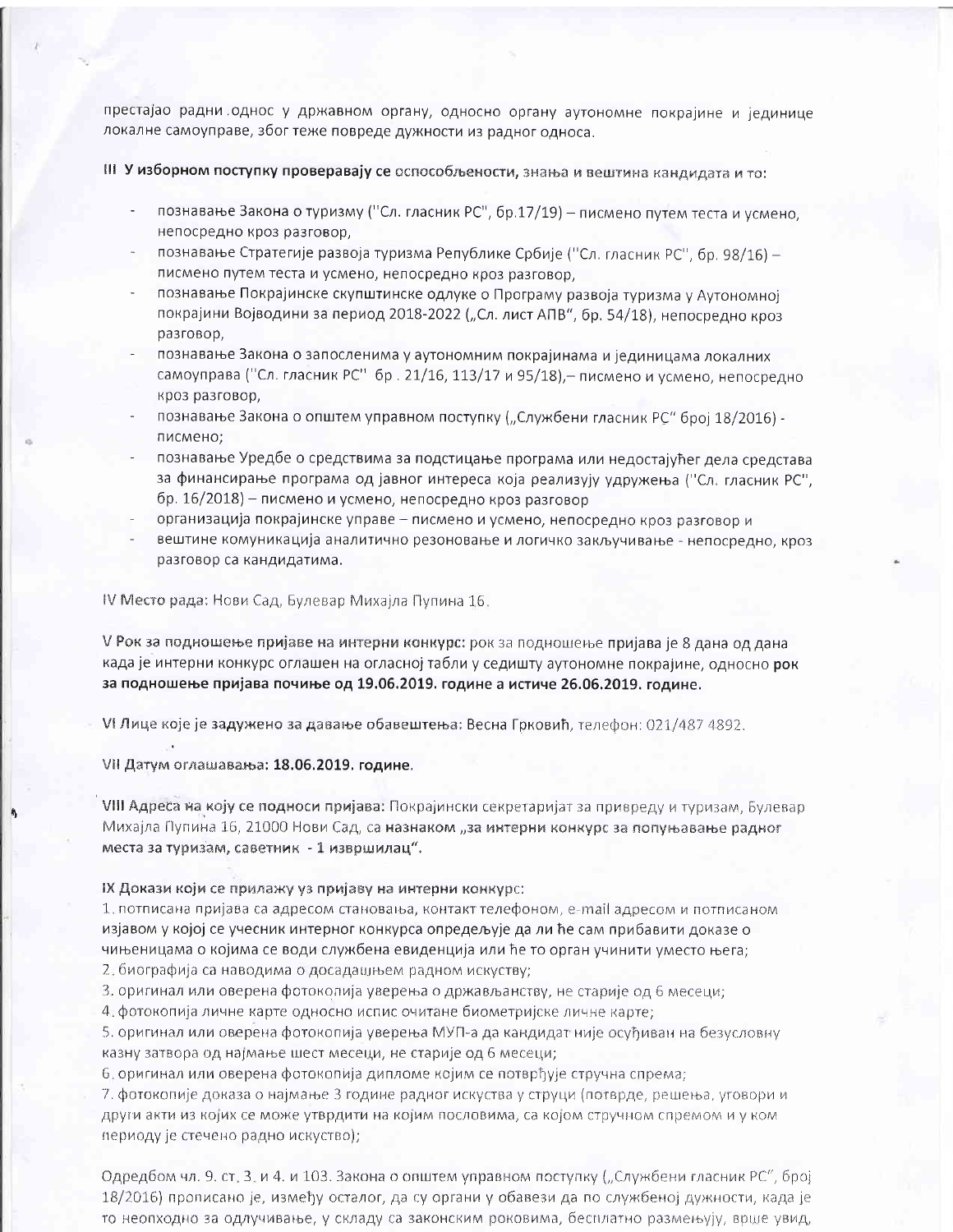престајао радни однос у државном органу, односно органу аутономне покрајине и јединице локалне самоуправе, због теже повреде дужности из радног односа.

**III У изборном поступку проверавају се оспособљености, знања и вештина кандидата и то:**

- познавање Закона о туризму ("Сл. гласник РС", бр.17/19) – писмено путем теста и усмено, непосредно кроз разговор,
- познавање Стратегије развоја туризма Републике Србије ("Сл. гласник РС", бр. 98/16) – писмено путем теста и усмено, непосредно кроз разговор,
- познавање Покрајинске скупштинске одлуке о Програму развоја туризма у Аутономној покрајини Војводини за период 2018-2022 („Сл. лист АПВ", бр. 54/18), непосредно кроз разговор,
- познавање Закона о запосленима у аутономним покрајинама и јединицама локалних самоуправа ("Сл. гласник РС" бр . 21/16, 113/17 и 95/18),– писмено и усмено, непосредно кроз разговор,
- познавање Закона о општем управном поступку („Службени гласник РС" број 18/2016) - писмено;
- познавање Уредбе о средствима за подстицање програма или недостајућег дела средстава за финансирање програма од јавног интереса која реализују удружења ("Сл. гласник РС", бр. 16/2018) – писмено и усмено, непосредно кроз разговор
- организација покрајинске управе – писмено и усмено, непосредно кроз разговор и
- вештине комуникација аналитично резоновање и логичко закључивање - непосредно, кроз разговор са кандидатима.

IV Место рада: Нови Сад, Булевар Михајла Пупина 16.

**V Рок за подношење пријаве на интерни конкурс:** рок за подношење пријава је 8 дана од дана када је интерни конкурс оглашен на огласној табли у седишту аутономне покрајине, односно **рок за подношење пријава почиње од 19.06.2019. године а истиче 26.06.2019. године.**

VI Лице које је задужено за давање обавештења: Весна Грковић, телефон: 021/487 4892.

**VII Датум оглашавања: 18.06.2019. године.**

**VIII Адреса на коју се подноси пријава:** Покрајински секретаријат за привреду и туризам, Булевар Михајла Пупина 16, 21000 Нови Сад, са **назнаком „за интерни конкурс за попуњавање радног места за туризам, саветник - 1 извршилац".**

**IX Докази који се прилажу уз пријаву на интерни конкурс:**

1. потписана пријава са адресом становања, контакт телефоном, e-mail адресом и потписаном изјавом у којој се учесник интерног конкурса опредељује да ли ће сам прибавити доказе о чињеницама о којима се води службена евиденција или ће то орган учинити уместо њега;
2. биографија са наводима о досадашњем радном искуству;
3. оригинал или оверена фотокопија уверења о држављанству, не старије од 6 месеци;
4. фотокопија личне карте односно испис очитане биометријске личне карте;
5. оригинал или оверена фотокопија уверења МУП-а да кандидат није осуђиван на безусловну казну затвора од најмање шест месеци, не старије од 6 месеци;
6. оригинал или оверена фотокопија дипломе којим се потврђује стручна спрема;
7. фотокопије доказа о најмање 3 године радног искуства у струци (потврде, решења, уговори и други акти из којих се може утврдити на којим пословима, са којом стручном спремом и у ком периоду је стечено радно искуство);

Одредбом чл. 9. ст. 3. и 4. и 103. Закона о општем управном поступку („Службени гласник РС", број 18/2016) прописано је, између осталог, да су органи у обавези да по службеној дужности, када је то неопходно за одлучивање, у складу са законским роковима, бесплатно размењују, врше увид,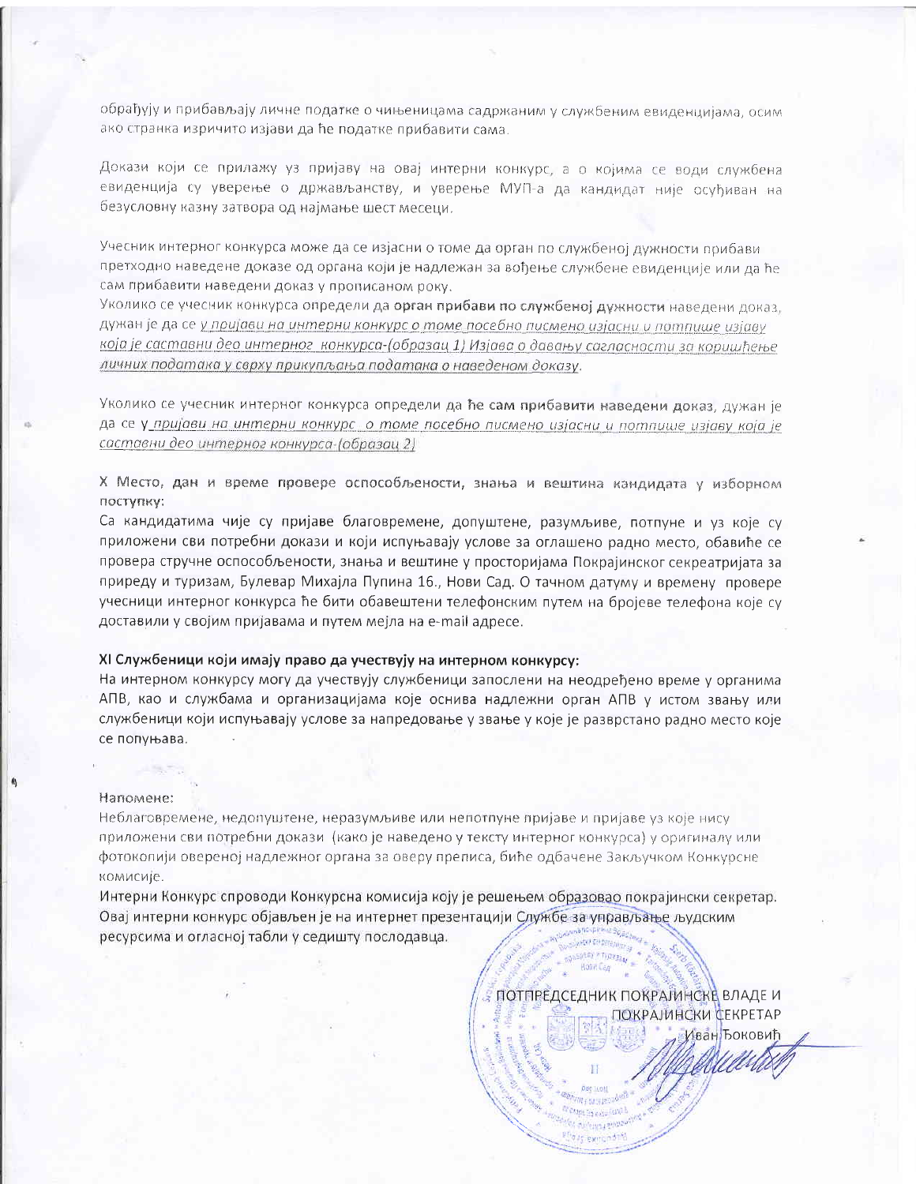обрађују и прибављају личне податке о чињеницама садржаним у службеним евиденцијама, осим ако странка изричито изјави да ће податке прибавити сама.

Докази који се прилажу уз пријаву на овај интерни конкурс, а о којима се води службена евиденција су уверење о држављанству, и уверење МУП-а да кандидат није осуђиван на безусловну казну затвора од најмање шест месеци.

Учесник интерног конкурса може да се изјасни о томе да орган по службеној дужности прибави претходно наведене доказе од органа који је надлежан за вођење службене евиденције или да ће сам прибавити наведени доказ у прописаном року.
Уколико се учесник конкурса определи да **орган прибави по службеној дужности** наведени доказ, дужан је да се *у пријави на интерни конкурс о томе посебно писмено изјасни и потпише изјаву која је саставни део интерног конкурса-(образац 1) Изјава о давању сагласности за коришћење личних података у сврху прикупљања података о наведеном доказу.*

Уколико се учесник интерног конкурса определи да **ће сам прибавити наведени доказ**, дужан је да се *у пријави на интерни конкурс о томе посебно писмено изјасни и потпише изјаву која је саставни део интерног конкурса-(образац 2)*

**X Место, дан и време провере оспособљености, знања и вештина кандидата у изборном поступку:**
Са кандидатима чије су пријаве благовремене, допуштене, разумљиве, потпуне и уз које су приложени сви потребни докази и који испуњавају услове за оглашено радно место, обавиће се провера стручне оспособљености, знања и вештине у просторијама Покрајинског секреатријата за привреду и туризам, Булевар Михајла Пупина 16., Нови Сад. О тачном датуму и времену провере учесници интерног конкурса ће бити обавештени телефонским путем на бројеве телефона које су доставили у својим пријавама и путем мејла на e-mail адресе.

**XI Службеници који имају право да учествују на интерном конкурсу:**
На интерном конкурсу могу да учествују службеници запослени на неодређено време у органима АПВ, као и службама и организацијама које оснива надлежни орган АПВ у истом звању или службеници који испуњавају услове за напредовање у звање у које је разврстано радно место које се попуњава.

Напомене:
Неблаговремене, недопуштене, неразумљиве или непотпуне пријаве и пријаве уз које нису приложени сви потребни докази (како је наведено у тексту интерног конкурса) у оригиналу или фотокопији овереној надлежног органа за оверу преписа, биће одбачене Закључком Конкурсне комисије.
Интерни Конкурс спроводи Конкурсна комисија коју је решењем образовао покрајински секретар. Овај интерни конкурс објављен је на интернет презентацији Службе за управљање људским ресурсима и огласној табли у седишту послодавца.

ПОТПРЕДСЕДНИК ПОКРАЈИНСКЕ ВЛАДЕ И
ПОКРАЈИНСКИ СЕКРЕТАР
Иван Ђоковић